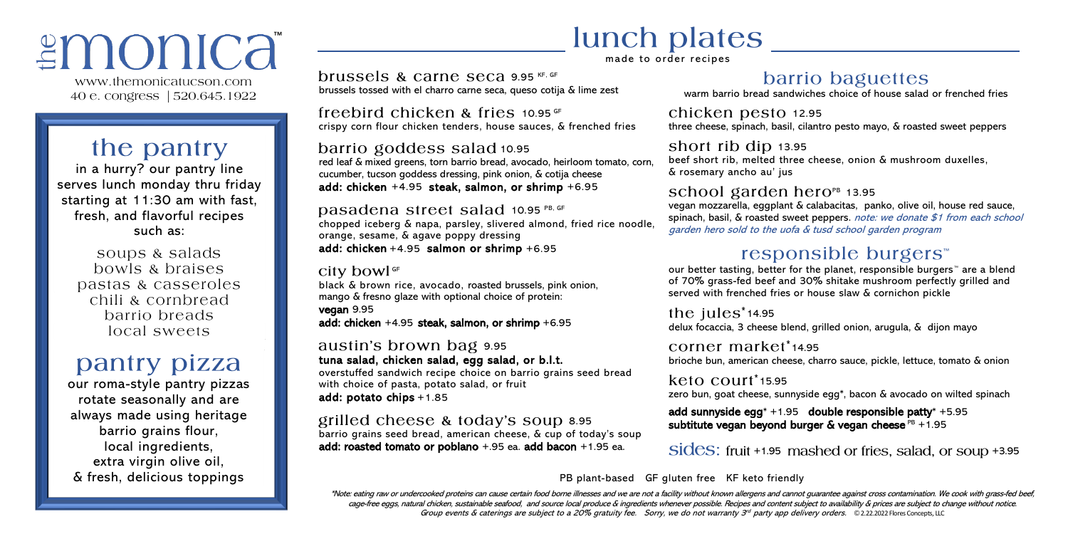# themonica™

www.themonicatucson.com
40 e. congress | 520.645.1922

## the pantry

in a hurry? our pantry line serves lunch monday thru friday starting at 11:30 am with fast, fresh, and flavorful recipes such as:

soups & salads
bowls & braises
pastas & casseroles
chili & cornbread
barrio breads
local sweets

## pantry pizza

our roma-style pantry pizzas rotate seasonally and are always made using heritage barrio grains flour, local ingredients, extra virgin olive oil, & fresh, delicious toppings

# lunch plates

made to order recipes

### brussels & carne seca 9.95 KF, GF
brussels tossed with el charro carne seca, queso cotija & lime zest

### freebird chicken & fries 10.95 GF
crispy corn flour chicken tenders, house sauces, & frenched fries

### barrio goddess salad 10.95
red leaf & mixed greens, torn barrio bread, avocado, heirloom tomato, corn, cucumber, tucson goddess dressing, pink onion, & cotija cheese
**add: chicken** +4.95 **steak, salmon, or shrimp** +6.95

### pasadena street salad 10.95 PB, GF
chopped iceberg & napa, parsley, slivered almond, fried rice noodle, orange, sesame, & agave poppy dressing
**add: chicken** +4.95 **salmon or shrimp** +6.95

### city bowl GF
black & brown rice, avocado, roasted brussels, pink onion, mango & fresno glaze with optional choice of protein:
**vegan** 9.95
**add: chicken** +4.95 **steak, salmon, or shrimp** +6.95

### austin's brown bag 9.95
**tuna salad, chicken salad, egg salad, or b.l.t.**
overstuffed sandwich recipe choice on barrio grains seed bread with choice of pasta, potato salad, or fruit
**add: potato chips** +1.85

### grilled cheese & today's soup 8.95
barrio grains seed bread, american cheese, & cup of today's soup
**add: roasted tomato or poblano** +.95 ea. **add bacon** +1.95 ea.

## barrio baguettes

warm barrio bread sandwiches choice of house salad or frenched fries

### chicken pesto 12.95
three cheese, spinach, basil, cilantro pesto mayo, & roasted sweet peppers

### short rib dip 13.95
beef short rib, melted three cheese, onion & mushroom duxelles, & rosemary ancho au' jus

### school garden hero PB 13.95
vegan mozzarella, eggplant & calabacitas, panko, olive oil, house red sauce, spinach, basil, & roasted sweet peppers. *note: we donate $1 from each school garden hero sold to the uofa & tusd school garden program*

## responsible burgers™

our better tasting, better for the planet, responsible burgers™ are a blend of 70% grass-fed beef and 30% shitake mushroom perfectly grilled and served with frenched fries or house slaw & cornichon pickle

### the jules* 14.95
delux focaccia, 3 cheese blend, grilled onion, arugula, & dijon mayo

### corner market* 14.95
brioche bun, american cheese, charro sauce, pickle, lettuce, tomato & onion

### keto court* 15.95
zero bun, goat cheese, sunnyside egg*, bacon & avocado on wilted spinach

**add sunnyside egg*** +1.95 **double responsible patty*** +5.95
**subtitute vegan beyond burger & vegan cheese** PB +1.95

## sides: fruit +1.95 mashed or fries, salad, or soup +3.95

PB plant-based GF gluten free KF keto friendly

*\*Note: eating raw or undercooked proteins can cause certain food borne illnesses and we are not a facility without known allergens and cannot guarantee against cross contamination. We cook with grass-fed beef, cage-free eggs, natural chicken, sustainable seafood, and source local produce & ingredients whenever possible. Recipes and content subject to availability & prices are subject to change without notice. Group events & caterings are subject to a 20% gratuity fee. Sorry, we do not warranty 3rd party app delivery orders.* © 2.22.2022 Flores Concepts, LLC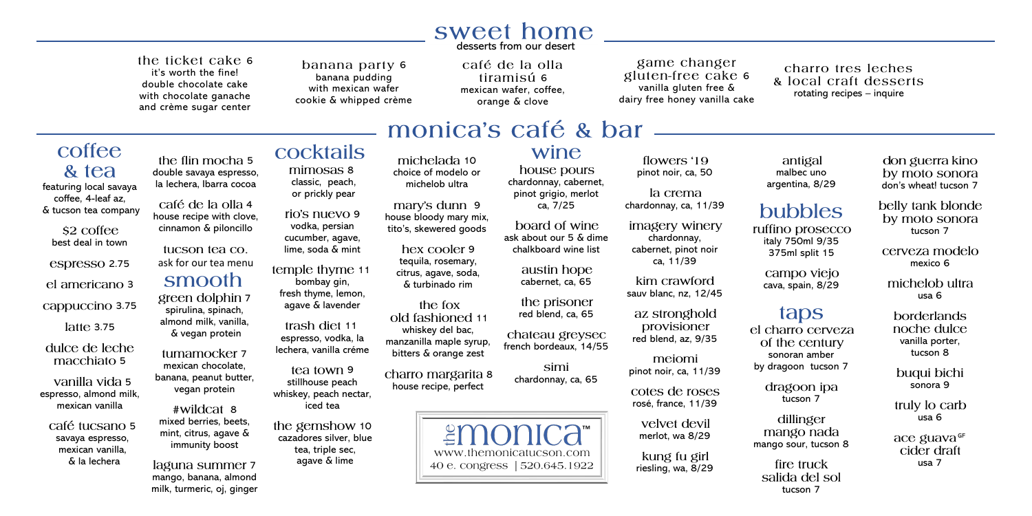# sweet home

desserts from our desert

**the ticket cake** 6
it's worth the fine!
double chocolate cake
with chocolate ganache
and crème sugar center

**banana party** 6
banana pudding
with mexican wafer
cookie & whipped crème

**café de la olla tiramisú** 6
mexican wafer, coffee,
orange & clove

**game changer gluten-free cake** 6
vanilla gluten free &
dairy free honey vanilla cake

**charro tres leches & local craft desserts**
rotating recipes – inquire

# monica's café & bar

## coffee & tea

featuring local savaya coffee, 4-leaf az, & tucson tea company

**$2 coffee**
best deal in town

**espresso** 2.75

**el americano** 3

**cappuccino** 3.75

**latte** 3.75

**dulce de leche macchiato** 5

**vanilla vida** 5
espresso, almond milk,
mexican vanilla

**café tucsano** 5
savaya espresso,
mexican vanilla,
& la lechera

**the flin mocha** 5
double savaya espresso,
la lechera, Ibarra cocoa

**café de la olla** 4
house recipe with clove,
cinnamon & piloncillo

**tucson tea co.**
ask for our tea menu

## smooth

**green dolphin** 7
spirulina, spinach,
almond milk, vanilla,
& vegan protein

**tumamocker** 7
mexican chocolate,
banana, peanut butter,
vegan protein

**#wildcat** 8
mixed berries, beets,
mint, citrus, agave &
immunity boost

**laguna summer** 7
mango, banana, almond
milk, turmeric, oj, ginger

## cocktails

**mimosas** 8
classic, peach,
or prickly pear

**rio's nuevo** 9
vodka, persian
cucumber, agave,
lime, soda & mint

**temple thyme** 11
bombay gin,
fresh thyme, lemon,
agave & lavender

**trash diet** 11
espresso, vodka, la
lechera, vanilla créme

**tea town** 9
stillhouse peach
whiskey, peach nectar,
iced tea

**the gemshow** 10
cazadores silver, blue
tea, triple sec,
agave & lime

**michelada** 10
choice of modelo or
michelob ultra

**mary's dunn** 9
house bloody mary mix,
tito's, skewered goods

**hex cooler** 9
tequila, rosemary,
citrus, agave, soda,
& turbinado rim

**the fox old fashioned** 11
whiskey del bac,
manzanilla maple syrup,
bitters & orange zest

**charro margarita** 8
house recipe, perfect

## wine

**house pours**
chardonnay, cabernet,
pinot grigio, merlot
ca, 7/25

**board of wine**
ask about our 5 & dime
chalkboard wine list

**austin hope**
cabernet, ca, 65

**the prisoner**
red blend, ca, 65

**chateau greysec**
french bordeaux, 14/55

**simi**
chardonnay, ca, 65

**flowers '19**
pinot noir, ca, 50

**la crema**
chardonnay, ca, 11/39

**imagery winery**
chardonnay,
cabernet, pinot noir
ca, 11/39

**kim crawford**
sauv blanc, nz, 12/45

**az stronghold provisioner**
red blend, az, 9/35

**meiomi**
pinot noir, ca, 11/39

**cotes de roses**
rosé, france, 11/39

**velvet devil**
merlot, wa 8/29

**kung fu girl**
riesling, wa, 8/29

**antigal**
malbec uno
argentina, 8/29

## bubbles

**ruffino prosecco**
italy 750ml 9/35
375ml split 15

**campo viejo**
cava, spain, 8/29

## taps

**el charro cerveza of the century**
sonoran amber
by dragoon tucson 7

**dragoon ipa**
tucson 7

**dillinger mango nada**
mango sour, tucson 8

**fire truck salida del sol**
tucson 7

**don guerra kino by moto sonora**
don's wheat! tucson 7

**belly tank blonde by moto sonora**
tucson 7

**cerveza modelo**
mexico 6

**michelob ultra**
usa 6

**borderlands noche dulce**
vanilla porter,
tucson 8

**buqui bichi**
sonora 9

**truly lo carb**
usa 6

**ace guava**[GF] **cider draft**
usa 7

the monica™
www.themonicatucson.com
40 e. congress | 520.645.1922